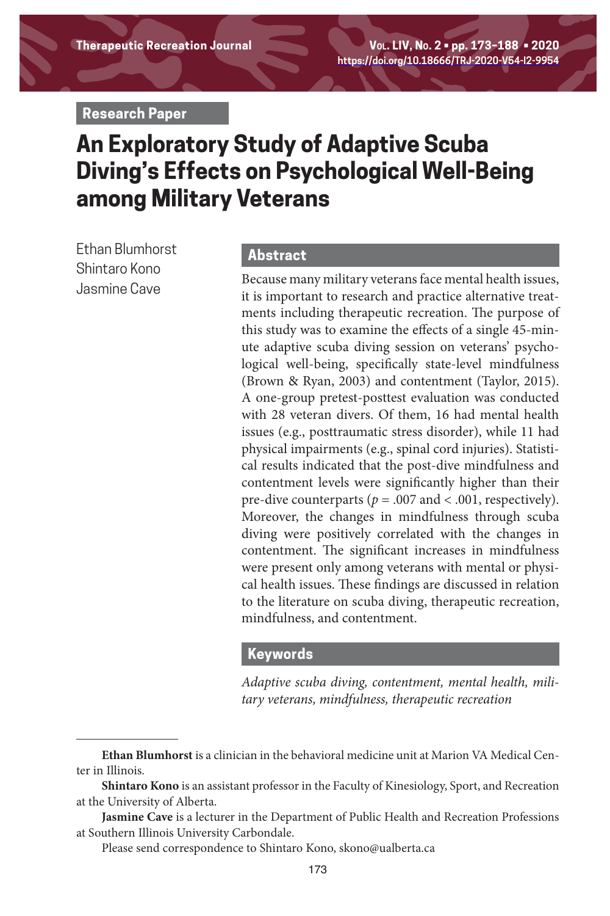Research Paper

# An Exploratory Study of Adaptive Scuba Diving's Effects on Psychological Well-Being among Military Veterans

Ethan Blumhorst
Shintaro Kono
Jasmine Cave

## Abstract

Because many military veterans face mental health issues, it is important to research and practice alternative treatments including therapeutic recreation. The purpose of this study was to examine the effects of a single 45-minute adaptive scuba diving session on veterans' psychological well-being, specifically state-level mindfulness (Brown & Ryan, 2003) and contentment (Taylor, 2015). A one-group pretest-posttest evaluation was conducted with 28 veteran divers. Of them, 16 had mental health issues (e.g., posttraumatic stress disorder), while 11 had physical impairments (e.g., spinal cord injuries). Statistical results indicated that the post-dive mindfulness and contentment levels were significantly higher than their pre-dive counterparts ($p = .007$ and $< .001$, respectively). Moreover, the changes in mindfulness through scuba diving were positively correlated with the changes in contentment. The significant increases in mindfulness were present only among veterans with mental or physical health issues. These findings are discussed in relation to the literature on scuba diving, therapeutic recreation, mindfulness, and contentment.

## Keywords

*Adaptive scuba diving, contentment, mental health, military veterans, mindfulness, therapeutic recreation*

---

**Ethan Blumhorst** is a clinician in the behavioral medicine unit at Marion VA Medical Center in Illinois.

**Shintaro Kono** is an assistant professor in the Faculty of Kinesiology, Sport, and Recreation at the University of Alberta.

**Jasmine Cave** is a lecturer in the Department of Public Health and Recreation Professions at Southern Illinois University Carbondale.

Please send correspondence to Shintaro Kono, skono@ualberta.ca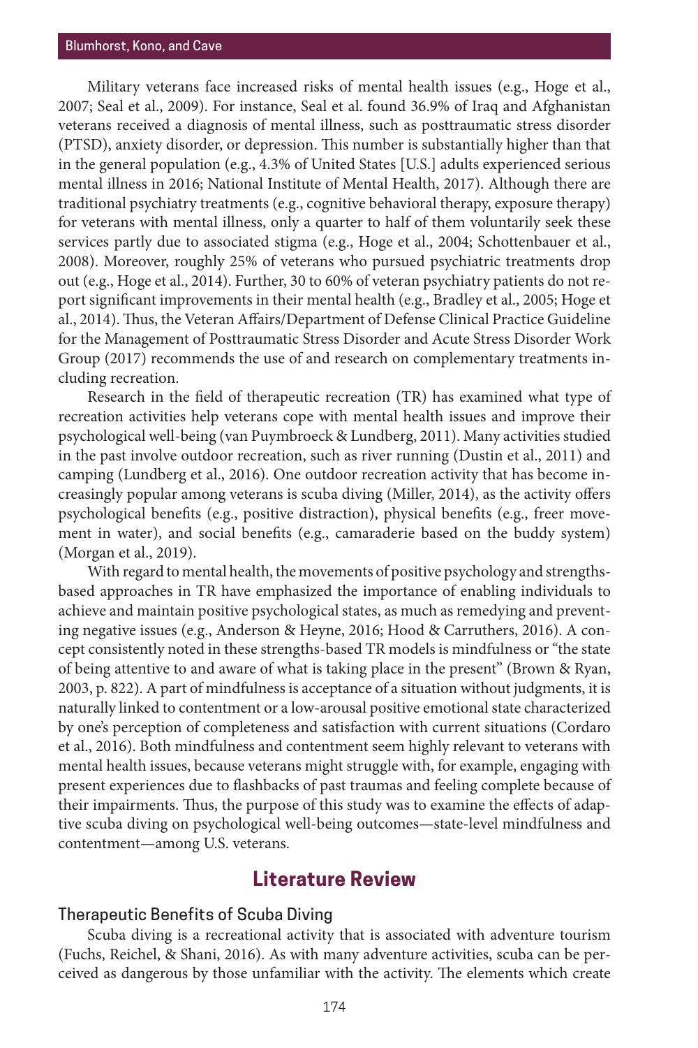Military veterans face increased risks of mental health issues (e.g., Hoge et al., 2007; Seal et al., 2009). For instance, Seal et al. found 36.9% of Iraq and Afghanistan veterans received a diagnosis of mental illness, such as posttraumatic stress disorder (PTSD), anxiety disorder, or depression. This number is substantially higher than that in the general population (e.g., 4.3% of United States [U.S.] adults experienced serious mental illness in 2016; National Institute of Mental Health, 2017). Although there are traditional psychiatry treatments (e.g., cognitive behavioral therapy, exposure therapy) for veterans with mental illness, only a quarter to half of them voluntarily seek these services partly due to associated stigma (e.g., Hoge et al., 2004; Schottenbauer et al., 2008). Moreover, roughly 25% of veterans who pursued psychiatric treatments drop out (e.g., Hoge et al., 2014). Further, 30 to 60% of veteran psychiatry patients do not report significant improvements in their mental health (e.g., Bradley et al., 2005; Hoge et al., 2014). Thus, the Veteran Affairs/Department of Defense Clinical Practice Guideline for the Management of Posttraumatic Stress Disorder and Acute Stress Disorder Work Group (2017) recommends the use of and research on complementary treatments including recreation.

Research in the field of therapeutic recreation (TR) has examined what type of recreation activities help veterans cope with mental health issues and improve their psychological well-being (van Puymbroeck & Lundberg, 2011). Many activities studied in the past involve outdoor recreation, such as river running (Dustin et al., 2011) and camping (Lundberg et al., 2016). One outdoor recreation activity that has become increasingly popular among veterans is scuba diving (Miller, 2014), as the activity offers psychological benefits (e.g., positive distraction), physical benefits (e.g., freer movement in water), and social benefits (e.g., camaraderie based on the buddy system) (Morgan et al., 2019).

With regard to mental health, the movements of positive psychology and strengths-based approaches in TR have emphasized the importance of enabling individuals to achieve and maintain positive psychological states, as much as remedying and preventing negative issues (e.g., Anderson & Heyne, 2016; Hood & Carruthers, 2016). A concept consistently noted in these strengths-based TR models is mindfulness or "the state of being attentive to and aware of what is taking place in the present" (Brown & Ryan, 2003, p. 822). A part of mindfulness is acceptance of a situation without judgments, it is naturally linked to contentment or a low-arousal positive emotional state characterized by one's perception of completeness and satisfaction with current situations (Cordaro et al., 2016). Both mindfulness and contentment seem highly relevant to veterans with mental health issues, because veterans might struggle with, for example, engaging with present experiences due to flashbacks of past traumas and feeling complete because of their impairments. Thus, the purpose of this study was to examine the effects of adaptive scuba diving on psychological well-being outcomes—state-level mindfulness and contentment—among U.S. veterans.

## Literature Review

### Therapeutic Benefits of Scuba Diving

Scuba diving is a recreational activity that is associated with adventure tourism (Fuchs, Reichel, & Shani, 2016). As with many adventure activities, scuba can be perceived as dangerous by those unfamiliar with the activity. The elements which create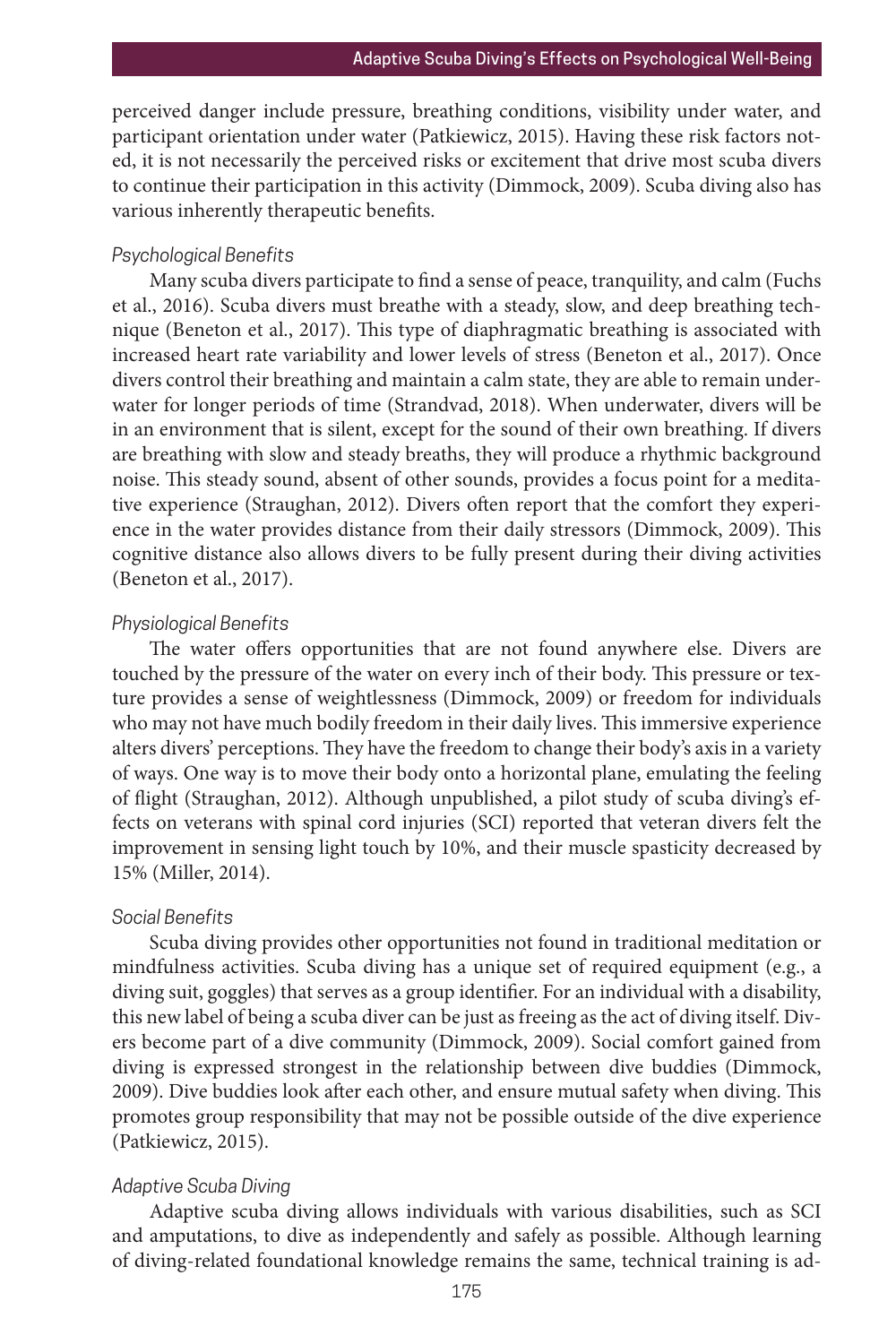perceived danger include pressure, breathing conditions, visibility under water, and participant orientation under water (Patkiewicz, 2015). Having these risk factors noted, it is not necessarily the perceived risks or excitement that drive most scuba divers to continue their participation in this activity (Dimmock, 2009). Scuba diving also has various inherently therapeutic benefits.

### *Psychological Benefits*

Many scuba divers participate to find a sense of peace, tranquility, and calm (Fuchs et al., 2016). Scuba divers must breathe with a steady, slow, and deep breathing technique (Beneton et al., 2017). This type of diaphragmatic breathing is associated with increased heart rate variability and lower levels of stress (Beneton et al., 2017). Once divers control their breathing and maintain a calm state, they are able to remain underwater for longer periods of time (Strandvad, 2018). When underwater, divers will be in an environment that is silent, except for the sound of their own breathing. If divers are breathing with slow and steady breaths, they will produce a rhythmic background noise. This steady sound, absent of other sounds, provides a focus point for a meditative experience (Straughan, 2012). Divers often report that the comfort they experience in the water provides distance from their daily stressors (Dimmock, 2009). This cognitive distance also allows divers to be fully present during their diving activities (Beneton et al., 2017).

### *Physiological Benefits*

The water offers opportunities that are not found anywhere else. Divers are touched by the pressure of the water on every inch of their body. This pressure or texture provides a sense of weightlessness (Dimmock, 2009) or freedom for individuals who may not have much bodily freedom in their daily lives. This immersive experience alters divers' perceptions. They have the freedom to change their body's axis in a variety of ways. One way is to move their body onto a horizontal plane, emulating the feeling of flight (Straughan, 2012). Although unpublished, a pilot study of scuba diving's effects on veterans with spinal cord injuries (SCI) reported that veteran divers felt the improvement in sensing light touch by 10%, and their muscle spasticity decreased by 15% (Miller, 2014).

### *Social Benefits*

Scuba diving provides other opportunities not found in traditional meditation or mindfulness activities. Scuba diving has a unique set of required equipment (e.g., a diving suit, goggles) that serves as a group identifier. For an individual with a disability, this new label of being a scuba diver can be just as freeing as the act of diving itself. Divers become part of a dive community (Dimmock, 2009). Social comfort gained from diving is expressed strongest in the relationship between dive buddies (Dimmock, 2009). Dive buddies look after each other, and ensure mutual safety when diving. This promotes group responsibility that may not be possible outside of the dive experience (Patkiewicz, 2015).

### *Adaptive Scuba Diving*

Adaptive scuba diving allows individuals with various disabilities, such as SCI and amputations, to dive as independently and safely as possible. Although learning of diving-related foundational knowledge remains the same, technical training is ad-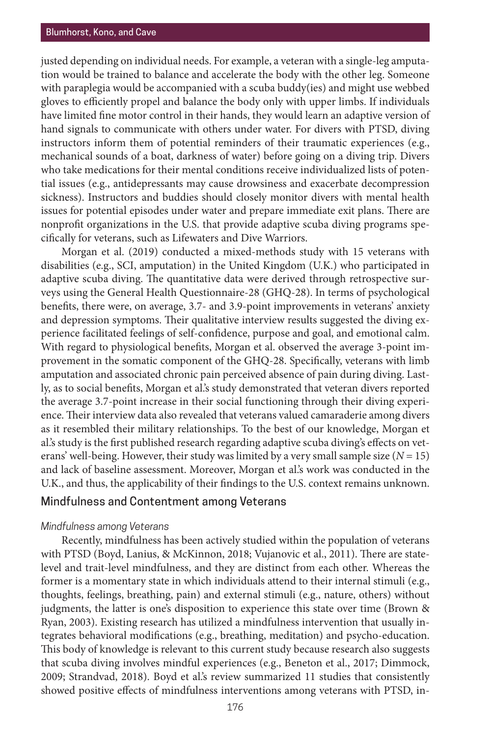justed depending on individual needs. For example, a veteran with a single-leg amputation would be trained to balance and accelerate the body with the other leg. Someone with paraplegia would be accompanied with a scuba buddy(ies) and might use webbed gloves to efficiently propel and balance the body only with upper limbs. If individuals have limited fine motor control in their hands, they would learn an adaptive version of hand signals to communicate with others under water. For divers with PTSD, diving instructors inform them of potential reminders of their traumatic experiences (e.g., mechanical sounds of a boat, darkness of water) before going on a diving trip. Divers who take medications for their mental conditions receive individualized lists of potential issues (e.g., antidepressants may cause drowsiness and exacerbate decompression sickness). Instructors and buddies should closely monitor divers with mental health issues for potential episodes under water and prepare immediate exit plans. There are nonprofit organizations in the U.S. that provide adaptive scuba diving programs specifically for veterans, such as Lifewaters and Dive Warriors.

Morgan et al. (2019) conducted a mixed-methods study with 15 veterans with disabilities (e.g., SCI, amputation) in the United Kingdom (U.K.) who participated in adaptive scuba diving. The quantitative data were derived through retrospective surveys using the General Health Questionnaire-28 (GHQ-28). In terms of psychological benefits, there were, on average, 3.7- and 3.9-point improvements in veterans' anxiety and depression symptoms. Their qualitative interview results suggested the diving experience facilitated feelings of self-confidence, purpose and goal, and emotional calm. With regard to physiological benefits, Morgan et al. observed the average 3-point improvement in the somatic component of the GHQ-28. Specifically, veterans with limb amputation and associated chronic pain perceived absence of pain during diving. Lastly, as to social benefits, Morgan et al.'s study demonstrated that veteran divers reported the average 3.7-point increase in their social functioning through their diving experience. Their interview data also revealed that veterans valued camaraderie among divers as it resembled their military relationships. To the best of our knowledge, Morgan et al.'s study is the first published research regarding adaptive scuba diving's effects on veterans' well-being. However, their study was limited by a very small sample size ($N = 15$) and lack of baseline assessment. Moreover, Morgan et al.'s work was conducted in the U.K., and thus, the applicability of their findings to the U.S. context remains unknown.

## Mindfulness and Contentment among Veterans

### *Mindfulness among Veterans*

Recently, mindfulness has been actively studied within the population of veterans with PTSD (Boyd, Lanius, & McKinnon, 2018; Vujanovic et al., 2011). There are state-level and trait-level mindfulness, and they are distinct from each other. Whereas the former is a momentary state in which individuals attend to their internal stimuli (e.g., thoughts, feelings, breathing, pain) and external stimuli (e.g., nature, others) without judgments, the latter is one's disposition to experience this state over time (Brown & Ryan, 2003). Existing research has utilized a mindfulness intervention that usually integrates behavioral modifications (e.g., breathing, meditation) and psycho-education. This body of knowledge is relevant to this current study because research also suggests that scuba diving involves mindful experiences (e.g., Beneton et al., 2017; Dimmock, 2009; Strandvad, 2018). Boyd et al.'s review summarized 11 studies that consistently showed positive effects of mindfulness interventions among veterans with PTSD, in-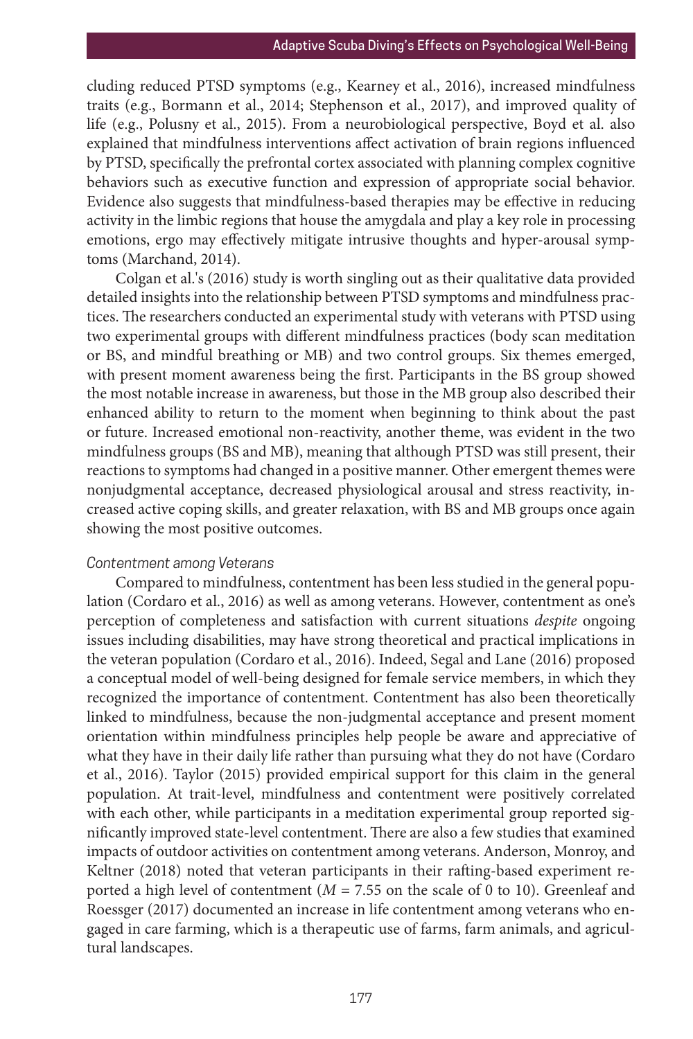cluding reduced PTSD symptoms (e.g., Kearney et al., 2016), increased mindfulness traits (e.g., Bormann et al., 2014; Stephenson et al., 2017), and improved quality of life (e.g., Polusny et al., 2015). From a neurobiological perspective, Boyd et al. also explained that mindfulness interventions affect activation of brain regions influenced by PTSD, specifically the prefrontal cortex associated with planning complex cognitive behaviors such as executive function and expression of appropriate social behavior. Evidence also suggests that mindfulness-based therapies may be effective in reducing activity in the limbic regions that house the amygdala and play a key role in processing emotions, ergo may effectively mitigate intrusive thoughts and hyper-arousal symptoms (Marchand, 2014).

Colgan et al.'s (2016) study is worth singling out as their qualitative data provided detailed insights into the relationship between PTSD symptoms and mindfulness practices. The researchers conducted an experimental study with veterans with PTSD using two experimental groups with different mindfulness practices (body scan meditation or BS, and mindful breathing or MB) and two control groups. Six themes emerged, with present moment awareness being the first. Participants in the BS group showed the most notable increase in awareness, but those in the MB group also described their enhanced ability to return to the moment when beginning to think about the past or future. Increased emotional non-reactivity, another theme, was evident in the two mindfulness groups (BS and MB), meaning that although PTSD was still present, their reactions to symptoms had changed in a positive manner. Other emergent themes were nonjudgmental acceptance, decreased physiological arousal and stress reactivity, increased active coping skills, and greater relaxation, with BS and MB groups once again showing the most positive outcomes.

*Contentment among Veterans*

Compared to mindfulness, contentment has been less studied in the general population (Cordaro et al., 2016) as well as among veterans. However, contentment as one's perception of completeness and satisfaction with current situations *despite* ongoing issues including disabilities, may have strong theoretical and practical implications in the veteran population (Cordaro et al., 2016). Indeed, Segal and Lane (2016) proposed a conceptual model of well-being designed for female service members, in which they recognized the importance of contentment. Contentment has also been theoretically linked to mindfulness, because the non-judgmental acceptance and present moment orientation within mindfulness principles help people be aware and appreciative of what they have in their daily life rather than pursuing what they do not have (Cordaro et al., 2016). Taylor (2015) provided empirical support for this claim in the general population. At trait-level, mindfulness and contentment were positively correlated with each other, while participants in a meditation experimental group reported significantly improved state-level contentment. There are also a few studies that examined impacts of outdoor activities on contentment among veterans. Anderson, Monroy, and Keltner (2018) noted that veteran participants in their rafting-based experiment reported a high level of contentment ($M$ = 7.55 on the scale of 0 to 10). Greenleaf and Roessger (2017) documented an increase in life contentment among veterans who engaged in care farming, which is a therapeutic use of farms, farm animals, and agricultural landscapes.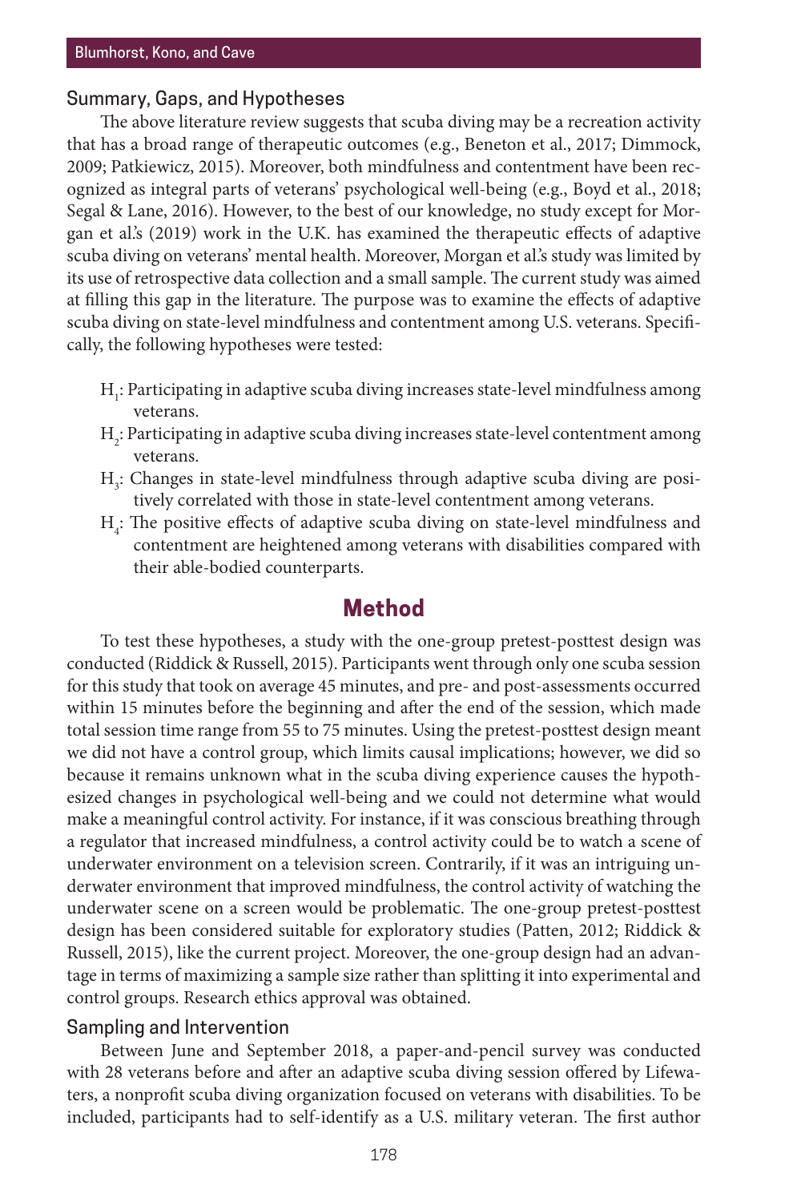### Summary, Gaps, and Hypotheses

The above literature review suggests that scuba diving may be a recreation activity that has a broad range of therapeutic outcomes (e.g., Beneton et al., 2017; Dimmock, 2009; Patkiewicz, 2015). Moreover, both mindfulness and contentment have been recognized as integral parts of veterans' psychological well-being (e.g., Boyd et al., 2018; Segal & Lane, 2016). However, to the best of our knowledge, no study except for Morgan et al.'s (2019) work in the U.K. has examined the therapeutic effects of adaptive scuba diving on veterans' mental health. Moreover, Morgan et al.'s study was limited by its use of retrospective data collection and a small sample. The current study was aimed at filling this gap in the literature. The purpose was to examine the effects of adaptive scuba diving on state-level mindfulness and contentment among U.S. veterans. Specifically, the following hypotheses were tested:

- $H_1$: Participating in adaptive scuba diving increases state-level mindfulness among veterans.
- $H_2$: Participating in adaptive scuba diving increases state-level contentment among veterans.
- $H_3$: Changes in state-level mindfulness through adaptive scuba diving are positively correlated with those in state-level contentment among veterans.
- $H_4$: The positive effects of adaptive scuba diving on state-level mindfulness and contentment are heightened among veterans with disabilities compared with their able-bodied counterparts.

## Method

To test these hypotheses, a study with the one-group pretest-posttest design was conducted (Riddick & Russell, 2015). Participants went through only one scuba session for this study that took on average 45 minutes, and pre- and post-assessments occurred within 15 minutes before the beginning and after the end of the session, which made total session time range from 55 to 75 minutes. Using the pretest-posttest design meant we did not have a control group, which limits causal implications; however, we did so because it remains unknown what in the scuba diving experience causes the hypothesized changes in psychological well-being and we could not determine what would make a meaningful control activity. For instance, if it was conscious breathing through a regulator that increased mindfulness, a control activity could be to watch a scene of underwater environment on a television screen. Contrarily, if it was an intriguing underwater environment that improved mindfulness, the control activity of watching the underwater scene on a screen would be problematic. The one-group pretest-posttest design has been considered suitable for exploratory studies (Patten, 2012; Riddick & Russell, 2015), like the current project. Moreover, the one-group design had an advantage in terms of maximizing a sample size rather than splitting it into experimental and control groups. Research ethics approval was obtained.

### Sampling and Intervention

Between June and September 2018, a paper-and-pencil survey was conducted with 28 veterans before and after an adaptive scuba diving session offered by Lifewaters, a nonprofit scuba diving organization focused on veterans with disabilities. To be included, participants had to self-identify as a U.S. military veteran. The first author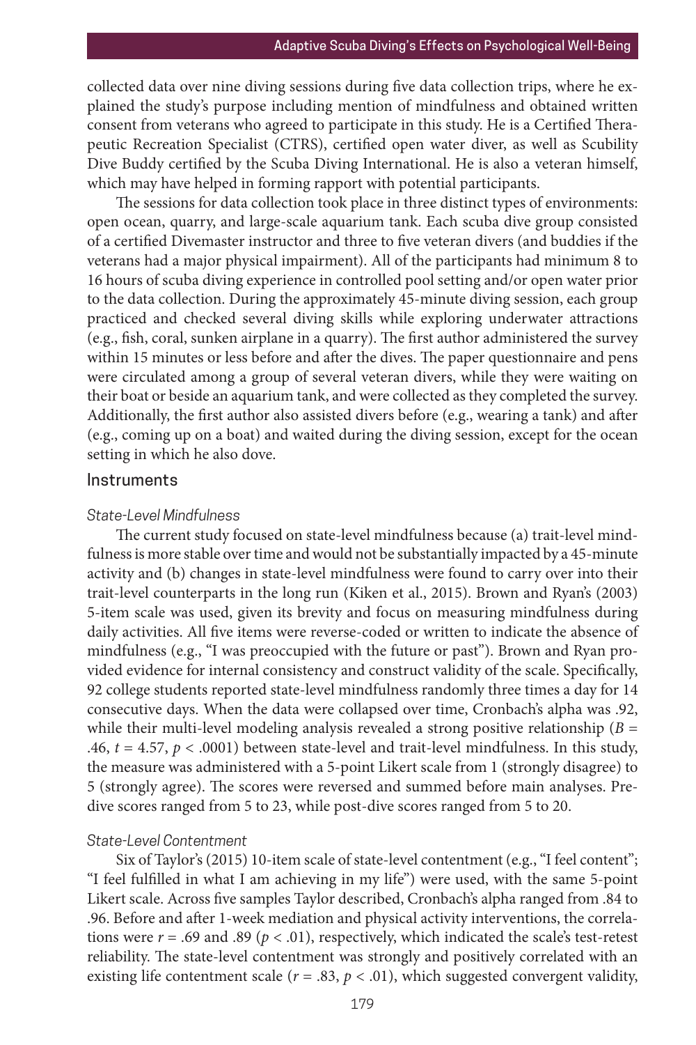collected data over nine diving sessions during five data collection trips, where he explained the study's purpose including mention of mindfulness and obtained written consent from veterans who agreed to participate in this study. He is a Certified Therapeutic Recreation Specialist (CTRS), certified open water diver, as well as Scubility Dive Buddy certified by the Scuba Diving International. He is also a veteran himself, which may have helped in forming rapport with potential participants.

The sessions for data collection took place in three distinct types of environments: open ocean, quarry, and large-scale aquarium tank. Each scuba dive group consisted of a certified Divemaster instructor and three to five veteran divers (and buddies if the veterans had a major physical impairment). All of the participants had minimum 8 to 16 hours of scuba diving experience in controlled pool setting and/or open water prior to the data collection. During the approximately 45-minute diving session, each group practiced and checked several diving skills while exploring underwater attractions (e.g., fish, coral, sunken airplane in a quarry). The first author administered the survey within 15 minutes or less before and after the dives. The paper questionnaire and pens were circulated among a group of several veteran divers, while they were waiting on their boat or beside an aquarium tank, and were collected as they completed the survey. Additionally, the first author also assisted divers before (e.g., wearing a tank) and after (e.g., coming up on a boat) and waited during the diving session, except for the ocean setting in which he also dove.

## Instruments

### *State-Level Mindfulness*

The current study focused on state-level mindfulness because (a) trait-level mindfulness is more stable over time and would not be substantially impacted by a 45-minute activity and (b) changes in state-level mindfulness were found to carry over into their trait-level counterparts in the long run (Kiken et al., 2015). Brown and Ryan's (2003) 5-item scale was used, given its brevity and focus on measuring mindfulness during daily activities. All five items were reverse-coded or written to indicate the absence of mindfulness (e.g., "I was preoccupied with the future or past"). Brown and Ryan provided evidence for internal consistency and construct validity of the scale. Specifically, 92 college students reported state-level mindfulness randomly three times a day for 14 consecutive days. When the data were collapsed over time, Cronbach's alpha was .92, while their multi-level modeling analysis revealed a strong positive relationship ($B$ = .46, $t$ = 4.57, $p < .0001$) between state-level and trait-level mindfulness. In this study, the measure was administered with a 5-point Likert scale from 1 (strongly disagree) to 5 (strongly agree). The scores were reversed and summed before main analyses. Pre-dive scores ranged from 5 to 23, while post-dive scores ranged from 5 to 20.

### *State-Level Contentment*

Six of Taylor's (2015) 10-item scale of state-level contentment (e.g., "I feel content"; "I feel fulfilled in what I am achieving in my life") were used, with the same 5-point Likert scale. Across five samples Taylor described, Cronbach's alpha ranged from .84 to .96. Before and after 1-week mediation and physical activity interventions, the correlations were $r$ = .69 and .89 ($p < .01$), respectively, which indicated the scale's test-retest reliability. The state-level contentment was strongly and positively correlated with an existing life contentment scale ($r$ = .83, $p < .01$), which suggested convergent validity,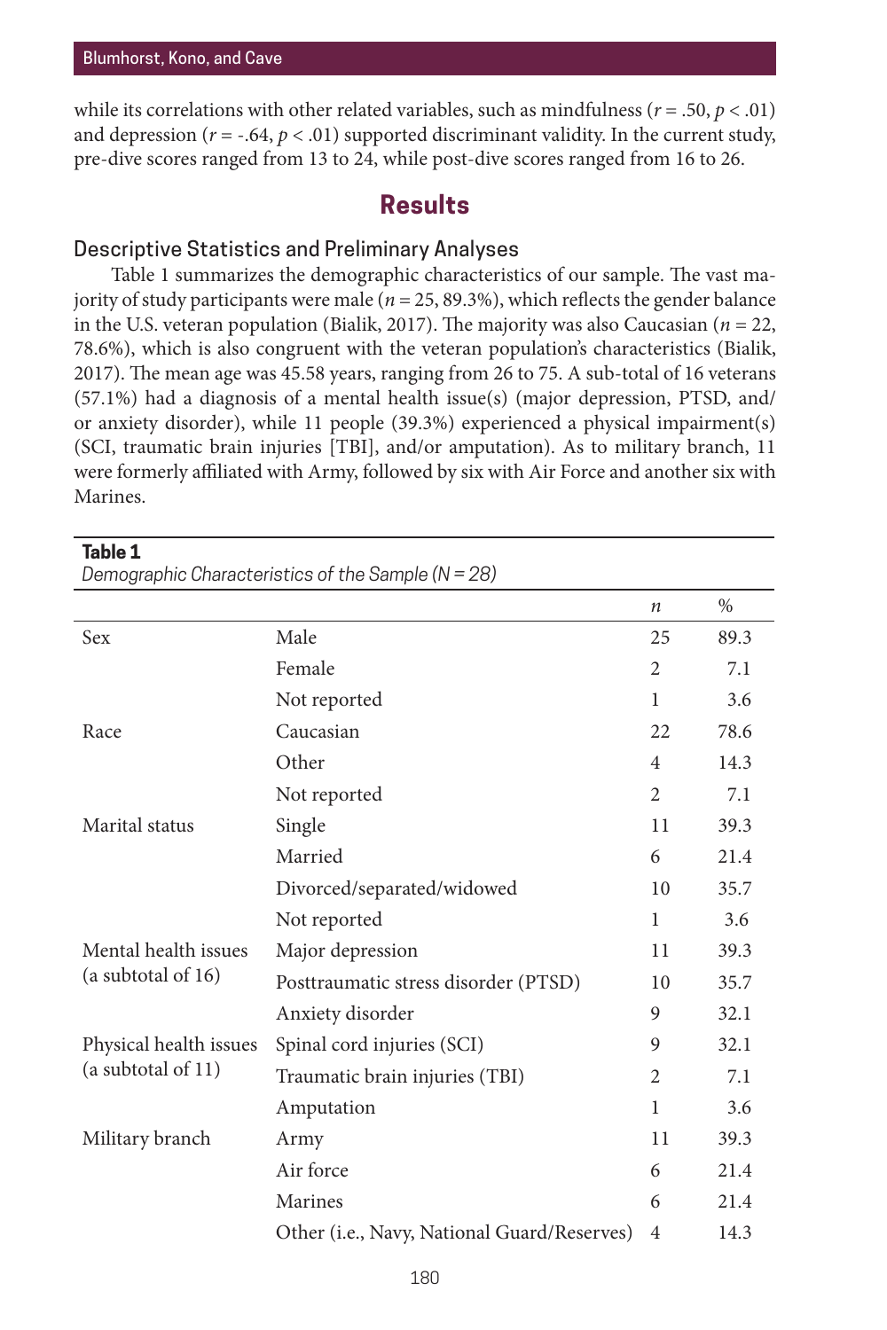while its correlations with other related variables, such as mindfulness ($r = .50$, $p < .01$) and depression ($r = -.64$, $p < .01$) supported discriminant validity. In the current study, pre-dive scores ranged from 13 to 24, while post-dive scores ranged from 16 to 26.

## Results

### Descriptive Statistics and Preliminary Analyses

Table 1 summarizes the demographic characteristics of our sample. The vast majority of study participants were male ($n = 25$, 89.3%), which reflects the gender balance in the U.S. veteran population (Bialik, 2017). The majority was also Caucasian ($n = 22$, 78.6%), which is also congruent with the veteran population's characteristics (Bialik, 2017). The mean age was 45.58 years, ranging from 26 to 75. A sub-total of 16 veterans (57.1%) had a diagnosis of a mental health issue(s) (major depression, PTSD, and/or anxiety disorder), while 11 people (39.3%) experienced a physical impairment(s) (SCI, traumatic brain injuries [TBI], and/or amputation). As to military branch, 11 were formerly affiliated with Army, followed by six with Air Force and another six with Marines.

**Table 1**
*Demographic Characteristics of the Sample (N = 28)*

| | | *n* | % |
|---|---|---|---|
| Sex | Male | 25 | 89.3 |
| | Female | 2 | 7.1 |
| | Not reported | 1 | 3.6 |
| Race | Caucasian | 22 | 78.6 |
| | Other | 4 | 14.3 |
| | Not reported | 2 | 7.1 |
| Marital status | Single | 11 | 39.3 |
| | Married | 6 | 21.4 |
| | Divorced/separated/widowed | 10 | 35.7 |
| | Not reported | 1 | 3.6 |
| Mental health issues (a subtotal of 16) | Major depression | 11 | 39.3 |
| | Posttraumatic stress disorder (PTSD) | 10 | 35.7 |
| | Anxiety disorder | 9 | 32.1 |
| Physical health issues (a subtotal of 11) | Spinal cord injuries (SCI) | 9 | 32.1 |
| | Traumatic brain injuries (TBI) | 2 | 7.1 |
| | Amputation | 1 | 3.6 |
| Military branch | Army | 11 | 39.3 |
| | Air force | 6 | 21.4 |
| | Marines | 6 | 21.4 |
| | Other (i.e., Navy, National Guard/Reserves) | 4 | 14.3 |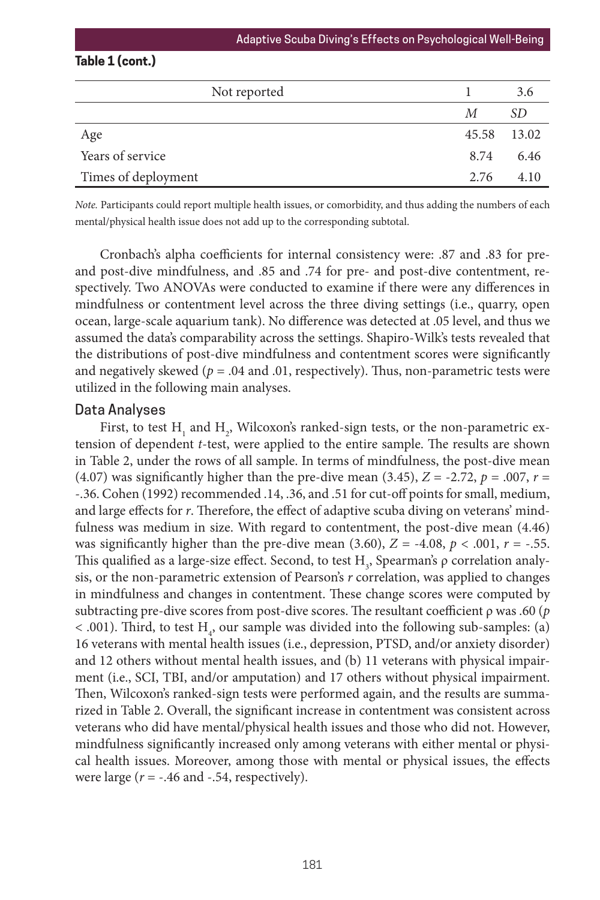**Table 1 (cont.)**

| | | |
|---|---|---|
| Not reported | 1 | 3.6 |
| | *M* | *SD* |
| Age | 45.58 | 13.02 |
| Years of service | 8.74 | 6.46 |
| Times of deployment | 2.76 | 4.10 |

*Note.* Participants could report multiple health issues, or comorbidity, and thus adding the numbers of each mental/physical health issue does not add up to the corresponding subtotal.

Cronbach's alpha coefficients for internal consistency were: .87 and .83 for pre- and post-dive mindfulness, and .85 and .74 for pre- and post-dive contentment, respectively. Two ANOVAs were conducted to examine if there were any differences in mindfulness or contentment level across the three diving settings (i.e., quarry, open ocean, large-scale aquarium tank). No difference was detected at .05 level, and thus we assumed the data's comparability across the settings. Shapiro-Wilk's tests revealed that the distributions of post-dive mindfulness and contentment scores were significantly and negatively skewed ($p$ = .04 and .01, respectively). Thus, non-parametric tests were utilized in the following main analyses.

## Data Analyses

First, to test $H_1$ and $H_2$, Wilcoxon's ranked-sign tests, or the non-parametric extension of dependent *t*-test, were applied to the entire sample. The results are shown in Table 2, under the rows of all sample. In terms of mindfulness, the post-dive mean (4.07) was significantly higher than the pre-dive mean (3.45), $Z$ = -2.72, $p$ = .007, $r$ = -.36. Cohen (1992) recommended .14, .36, and .51 for cut-off points for small, medium, and large effects for *r*. Therefore, the effect of adaptive scuba diving on veterans' mindfulness was medium in size. With regard to contentment, the post-dive mean (4.46) was significantly higher than the pre-dive mean (3.60), $Z$ = -4.08, $p$ < .001, $r$ = -.55. This qualified as a large-size effect. Second, to test $H_3$, Spearman's ρ correlation analysis, or the non-parametric extension of Pearson's *r* correlation, was applied to changes in mindfulness and changes in contentment. These change scores were computed by subtracting pre-dive scores from post-dive scores. The resultant coefficient ρ was .60 ($p$ < .001). Third, to test $H_4$, our sample was divided into the following sub-samples: (a) 16 veterans with mental health issues (i.e., depression, PTSD, and/or anxiety disorder) and 12 others without mental health issues, and (b) 11 veterans with physical impairment (i.e., SCI, TBI, and/or amputation) and 17 others without physical impairment. Then, Wilcoxon's ranked-sign tests were performed again, and the results are summarized in Table 2. Overall, the significant increase in contentment was consistent across veterans who did have mental/physical health issues and those who did not. However, mindfulness significantly increased only among veterans with either mental or physical health issues. Moreover, among those with mental or physical issues, the effects were large ($r$ = -.46 and -.54, respectively).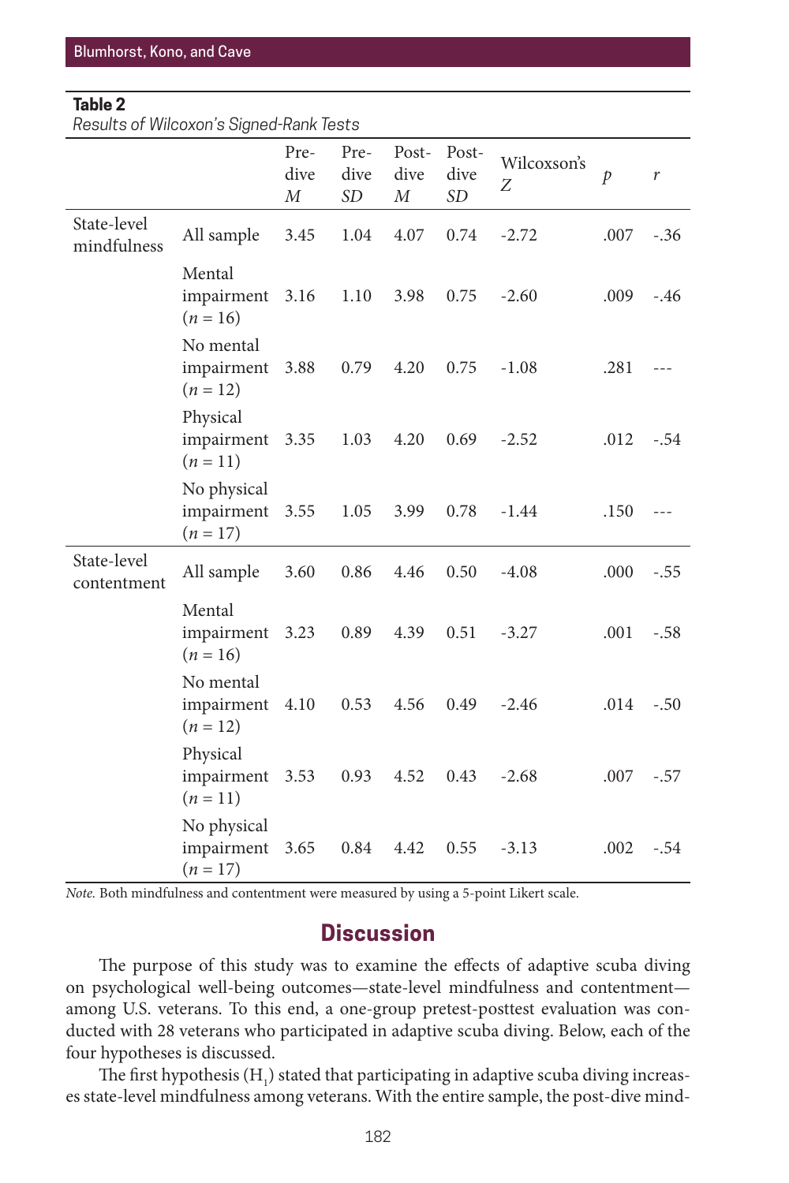**Table 2**
*Results of Wilcoxon's Signed-Rank Tests*

| | | Pre-dive *M* | Pre-dive *SD* | Post-dive *M* | Post-dive *SD* | Wilcoxson's *Z* | *p* | *r* |
|---|---|---|---|---|---|---|---|---|
| State-level mindfulness | All sample | 3.45 | 1.04 | 4.07 | 0.74 | -2.72 | .007 | -.36 |
| | Mental impairment ($n = 16$) | 3.16 | 1.10 | 3.98 | 0.75 | -2.60 | .009 | -.46 |
| | No mental impairment ($n = 12$) | 3.88 | 0.79 | 4.20 | 0.75 | -1.08 | .281 | --- |
| | Physical impairment ($n = 11$) | 3.35 | 1.03 | 4.20 | 0.69 | -2.52 | .012 | -.54 |
| | No physical impairment ($n = 17$) | 3.55 | 1.05 | 3.99 | 0.78 | -1.44 | .150 | --- |
| State-level contentment | All sample | 3.60 | 0.86 | 4.46 | 0.50 | -4.08 | .000 | -.55 |
| | Mental impairment ($n = 16$) | 3.23 | 0.89 | 4.39 | 0.51 | -3.27 | .001 | -.58 |
| | No mental impairment ($n = 12$) | 4.10 | 0.53 | 4.56 | 0.49 | -2.46 | .014 | -.50 |
| | Physical impairment ($n = 11$) | 3.53 | 0.93 | 4.52 | 0.43 | -2.68 | .007 | -.57 |
| | No physical impairment ($n = 17$) | 3.65 | 0.84 | 4.42 | 0.55 | -3.13 | .002 | -.54 |

*Note.* Both mindfulness and contentment were measured by using a 5-point Likert scale.

## Discussion

The purpose of this study was to examine the effects of adaptive scuba diving on psychological well-being outcomes—state-level mindfulness and contentment—among U.S. veterans. To this end, a one-group pretest-posttest evaluation was conducted with 28 veterans who participated in adaptive scuba diving. Below, each of the four hypotheses is discussed.

The first hypothesis ($H_1$) stated that participating in adaptive scuba diving increases state-level mindfulness among veterans. With the entire sample, the post-dive mind-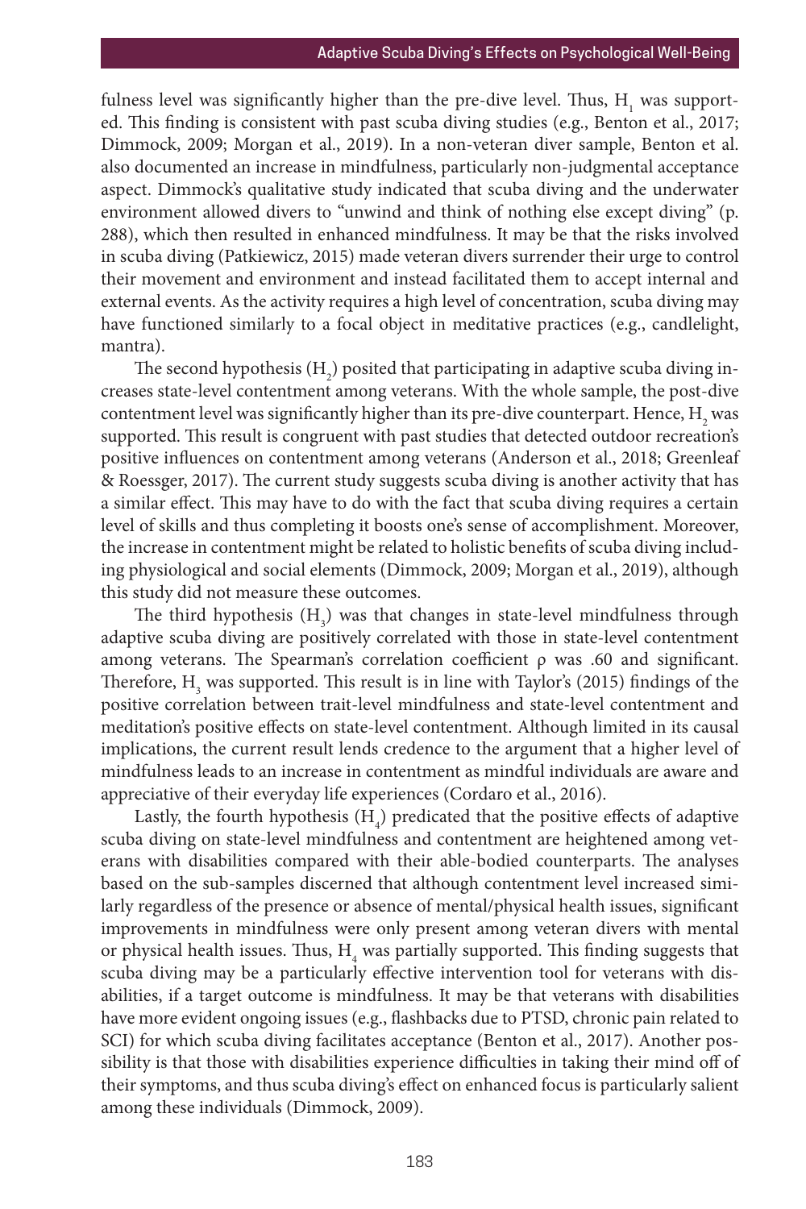fulness level was significantly higher than the pre-dive level. Thus, $H_1$ was supported. This finding is consistent with past scuba diving studies (e.g., Benton et al., 2017; Dimmock, 2009; Morgan et al., 2019). In a non-veteran diver sample, Benton et al. also documented an increase in mindfulness, particularly non-judgmental acceptance aspect. Dimmock's qualitative study indicated that scuba diving and the underwater environment allowed divers to "unwind and think of nothing else except diving" (p. 288), which then resulted in enhanced mindfulness. It may be that the risks involved in scuba diving (Patkiewicz, 2015) made veteran divers surrender their urge to control their movement and environment and instead facilitated them to accept internal and external events. As the activity requires a high level of concentration, scuba diving may have functioned similarly to a focal object in meditative practices (e.g., candlelight, mantra).

The second hypothesis ($H_2$) posited that participating in adaptive scuba diving increases state-level contentment among veterans. With the whole sample, the post-dive contentment level was significantly higher than its pre-dive counterpart. Hence, $H_2$ was supported. This result is congruent with past studies that detected outdoor recreation's positive influences on contentment among veterans (Anderson et al., 2018; Greenleaf & Roessger, 2017). The current study suggests scuba diving is another activity that has a similar effect. This may have to do with the fact that scuba diving requires a certain level of skills and thus completing it boosts one's sense of accomplishment. Moreover, the increase in contentment might be related to holistic benefits of scuba diving including physiological and social elements (Dimmock, 2009; Morgan et al., 2019), although this study did not measure these outcomes.

The third hypothesis ($H_3$) was that changes in state-level mindfulness through adaptive scuba diving are positively correlated with those in state-level contentment among veterans. The Spearman's correlation coefficient $\rho$ was .60 and significant. Therefore, $H_3$ was supported. This result is in line with Taylor's (2015) findings of the positive correlation between trait-level mindfulness and state-level contentment and meditation's positive effects on state-level contentment. Although limited in its causal implications, the current result lends credence to the argument that a higher level of mindfulness leads to an increase in contentment as mindful individuals are aware and appreciative of their everyday life experiences (Cordaro et al., 2016).

Lastly, the fourth hypothesis ($H_4$) predicated that the positive effects of adaptive scuba diving on state-level mindfulness and contentment are heightened among veterans with disabilities compared with their able-bodied counterparts. The analyses based on the sub-samples discerned that although contentment level increased similarly regardless of the presence or absence of mental/physical health issues, significant improvements in mindfulness were only present among veteran divers with mental or physical health issues. Thus, $H_4$ was partially supported. This finding suggests that scuba diving may be a particularly effective intervention tool for veterans with disabilities, if a target outcome is mindfulness. It may be that veterans with disabilities have more evident ongoing issues (e.g., flashbacks due to PTSD, chronic pain related to SCI) for which scuba diving facilitates acceptance (Benton et al., 2017). Another possibility is that those with disabilities experience difficulties in taking their mind off of their symptoms, and thus scuba diving's effect on enhanced focus is particularly salient among these individuals (Dimmock, 2009).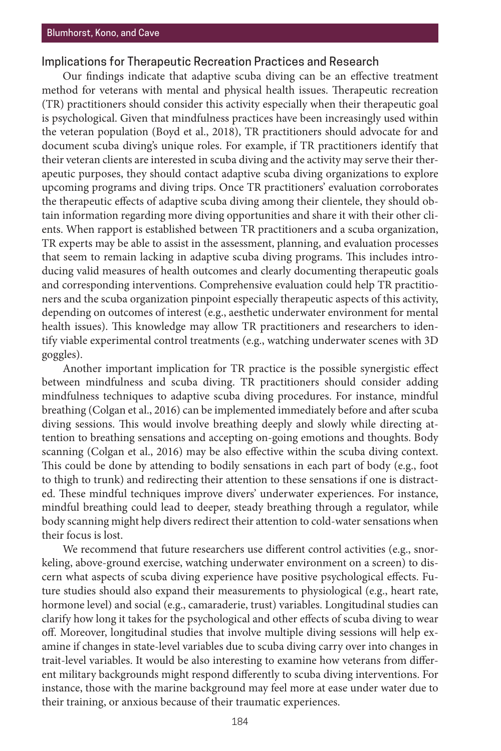## Implications for Therapeutic Recreation Practices and Research

Our findings indicate that adaptive scuba diving can be an effective treatment method for veterans with mental and physical health issues. Therapeutic recreation (TR) practitioners should consider this activity especially when their therapeutic goal is psychological. Given that mindfulness practices have been increasingly used within the veteran population (Boyd et al., 2018), TR practitioners should advocate for and document scuba diving's unique roles. For example, if TR practitioners identify that their veteran clients are interested in scuba diving and the activity may serve their therapeutic purposes, they should contact adaptive scuba diving organizations to explore upcoming programs and diving trips. Once TR practitioners' evaluation corroborates the therapeutic effects of adaptive scuba diving among their clientele, they should obtain information regarding more diving opportunities and share it with their other clients. When rapport is established between TR practitioners and a scuba organization, TR experts may be able to assist in the assessment, planning, and evaluation processes that seem to remain lacking in adaptive scuba diving programs. This includes introducing valid measures of health outcomes and clearly documenting therapeutic goals and corresponding interventions. Comprehensive evaluation could help TR practitioners and the scuba organization pinpoint especially therapeutic aspects of this activity, depending on outcomes of interest (e.g., aesthetic underwater environment for mental health issues). This knowledge may allow TR practitioners and researchers to identify viable experimental control treatments (e.g., watching underwater scenes with 3D goggles).

Another important implication for TR practice is the possible synergistic effect between mindfulness and scuba diving. TR practitioners should consider adding mindfulness techniques to adaptive scuba diving procedures. For instance, mindful breathing (Colgan et al., 2016) can be implemented immediately before and after scuba diving sessions. This would involve breathing deeply and slowly while directing attention to breathing sensations and accepting on-going emotions and thoughts. Body scanning (Colgan et al., 2016) may be also effective within the scuba diving context. This could be done by attending to bodily sensations in each part of body (e.g., foot to thigh to trunk) and redirecting their attention to these sensations if one is distracted. These mindful techniques improve divers' underwater experiences. For instance, mindful breathing could lead to deeper, steady breathing through a regulator, while body scanning might help divers redirect their attention to cold-water sensations when their focus is lost.

We recommend that future researchers use different control activities (e.g., snorkeling, above-ground exercise, watching underwater environment on a screen) to discern what aspects of scuba diving experience have positive psychological effects. Future studies should also expand their measurements to physiological (e.g., heart rate, hormone level) and social (e.g., camaraderie, trust) variables. Longitudinal studies can clarify how long it takes for the psychological and other effects of scuba diving to wear off. Moreover, longitudinal studies that involve multiple diving sessions will help examine if changes in state-level variables due to scuba diving carry over into changes in trait-level variables. It would be also interesting to examine how veterans from different military backgrounds might respond differently to scuba diving interventions. For instance, those with the marine background may feel more at ease under water due to their training, or anxious because of their traumatic experiences.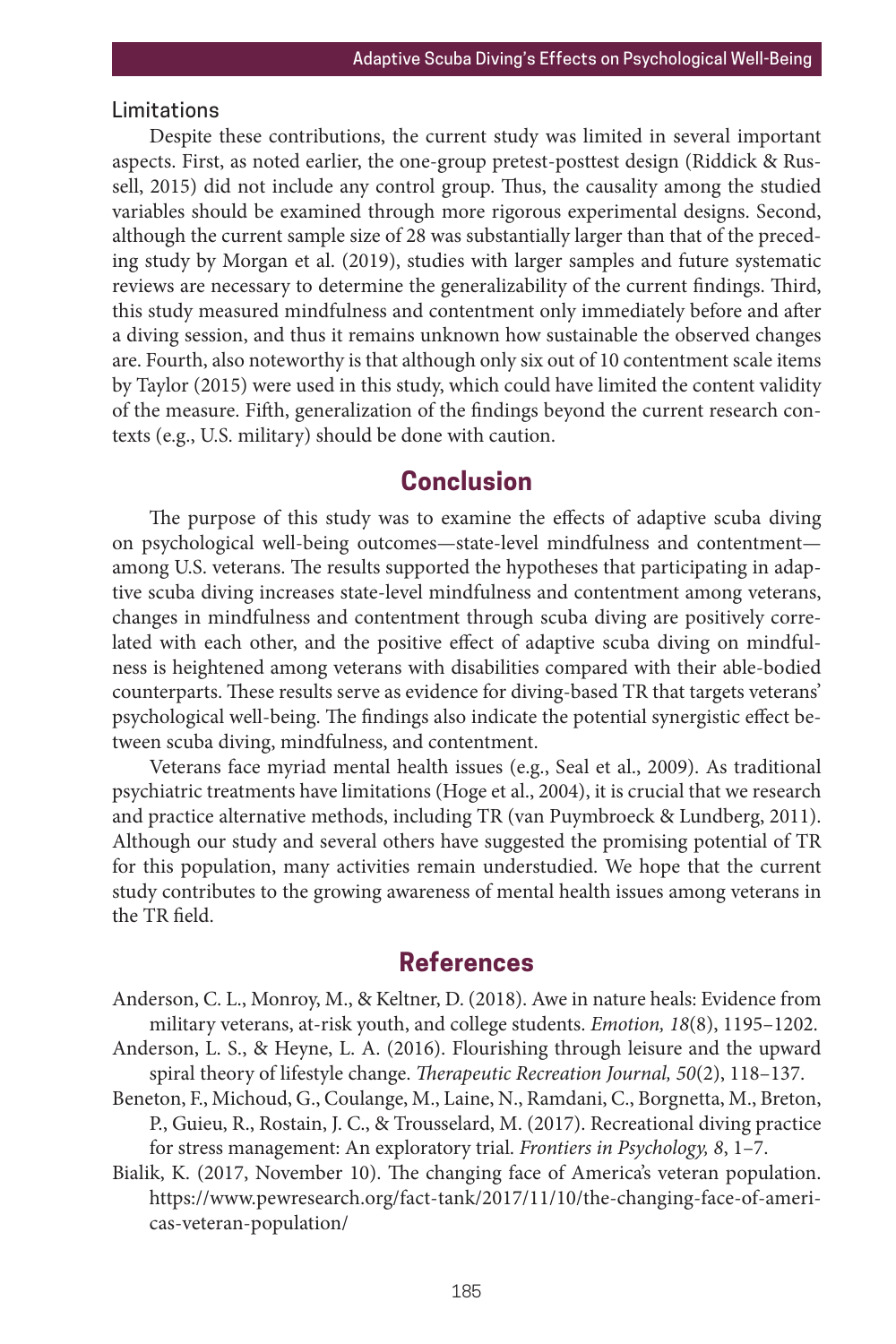### Limitations

Despite these contributions, the current study was limited in several important aspects. First, as noted earlier, the one-group pretest-posttest design (Riddick & Russell, 2015) did not include any control group. Thus, the causality among the studied variables should be examined through more rigorous experimental designs. Second, although the current sample size of 28 was substantially larger than that of the preceding study by Morgan et al. (2019), studies with larger samples and future systematic reviews are necessary to determine the generalizability of the current findings. Third, this study measured mindfulness and contentment only immediately before and after a diving session, and thus it remains unknown how sustainable the observed changes are. Fourth, also noteworthy is that although only six out of 10 contentment scale items by Taylor (2015) were used in this study, which could have limited the content validity of the measure. Fifth, generalization of the findings beyond the current research contexts (e.g., U.S. military) should be done with caution.

## Conclusion

The purpose of this study was to examine the effects of adaptive scuba diving on psychological well-being outcomes—state-level mindfulness and contentment—among U.S. veterans. The results supported the hypotheses that participating in adaptive scuba diving increases state-level mindfulness and contentment among veterans, changes in mindfulness and contentment through scuba diving are positively correlated with each other, and the positive effect of adaptive scuba diving on mindfulness is heightened among veterans with disabilities compared with their able-bodied counterparts. These results serve as evidence for diving-based TR that targets veterans' psychological well-being. The findings also indicate the potential synergistic effect between scuba diving, mindfulness, and contentment.

Veterans face myriad mental health issues (e.g., Seal et al., 2009). As traditional psychiatric treatments have limitations (Hoge et al., 2004), it is crucial that we research and practice alternative methods, including TR (van Puymbroeck & Lundberg, 2011). Although our study and several others have suggested the promising potential of TR for this population, many activities remain understudied. We hope that the current study contributes to the growing awareness of mental health issues among veterans in the TR field.

## References

Anderson, C. L., Monroy, M., & Keltner, D. (2018). Awe in nature heals: Evidence from military veterans, at-risk youth, and college students. *Emotion, 18*(8), 1195–1202.

Anderson, L. S., & Heyne, L. A. (2016). Flourishing through leisure and the upward spiral theory of lifestyle change. *Therapeutic Recreation Journal, 50*(2), 118–137.

Beneton, F., Michoud, G., Coulange, M., Laine, N., Ramdani, C., Borgnetta, M., Breton, P., Guieu, R., Rostain, J. C., & Trousselard, M. (2017). Recreational diving practice for stress management: An exploratory trial. *Frontiers in Psychology, 8*, 1–7.

Bialik, K. (2017, November 10). The changing face of America's veteran population. https://www.pewresearch.org/fact-tank/2017/11/10/the-changing-face-of-americas-veteran-population/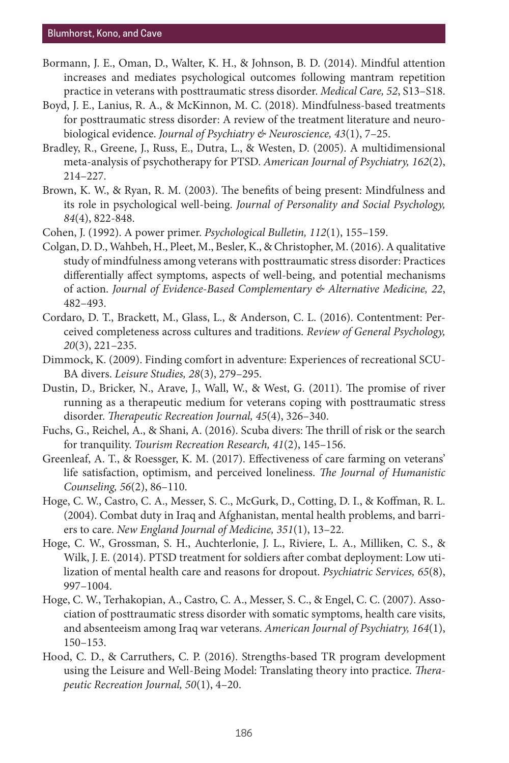Bormann, J. E., Oman, D., Walter, K. H., & Johnson, B. D. (2014). Mindful attention increases and mediates psychological outcomes following mantram repetition practice in veterans with posttraumatic stress disorder. *Medical Care, 52*, S13–S18.

Boyd, J. E., Lanius, R. A., & McKinnon, M. C. (2018). Mindfulness-based treatments for posttraumatic stress disorder: A review of the treatment literature and neurobiological evidence. *Journal of Psychiatry & Neuroscience, 43*(1), 7–25.

Bradley, R., Greene, J., Russ, E., Dutra, L., & Westen, D. (2005). A multidimensional meta-analysis of psychotherapy for PTSD. *American Journal of Psychiatry, 162*(2), 214–227.

Brown, K. W., & Ryan, R. M. (2003). The benefits of being present: Mindfulness and its role in psychological well-being. *Journal of Personality and Social Psychology, 84*(4), 822-848.

Cohen, J. (1992). A power primer. *Psychological Bulletin, 112*(1), 155–159.

Colgan, D. D., Wahbeh, H., Pleet, M., Besler, K., & Christopher, M. (2016). A qualitative study of mindfulness among veterans with posttraumatic stress disorder: Practices differentially affect symptoms, aspects of well-being, and potential mechanisms of action. *Journal of Evidence-Based Complementary & Alternative Medicine, 22*, 482–493.

Cordaro, D. T., Brackett, M., Glass, L., & Anderson, C. L. (2016). Contentment: Perceived completeness across cultures and traditions. *Review of General Psychology, 20*(3), 221–235.

Dimmock, K. (2009). Finding comfort in adventure: Experiences of recreational SCUBA divers. *Leisure Studies, 28*(3), 279–295.

Dustin, D., Bricker, N., Arave, J., Wall, W., & West, G. (2011). The promise of river running as a therapeutic medium for veterans coping with posttraumatic stress disorder. *Therapeutic Recreation Journal, 45*(4), 326–340.

Fuchs, G., Reichel, A., & Shani, A. (2016). Scuba divers: The thrill of risk or the search for tranquility. *Tourism Recreation Research, 41*(2), 145–156.

Greenleaf, A. T., & Roessger, K. M. (2017). Effectiveness of care farming on veterans' life satisfaction, optimism, and perceived loneliness. *The Journal of Humanistic Counseling, 56*(2), 86–110.

Hoge, C. W., Castro, C. A., Messer, S. C., McGurk, D., Cotting, D. I., & Koffman, R. L. (2004). Combat duty in Iraq and Afghanistan, mental health problems, and barriers to care. *New England Journal of Medicine, 351*(1), 13–22.

Hoge, C. W., Grossman, S. H., Auchterlonie, J. L., Riviere, L. A., Milliken, C. S., & Wilk, J. E. (2014). PTSD treatment for soldiers after combat deployment: Low utilization of mental health care and reasons for dropout. *Psychiatric Services, 65*(8), 997–1004.

Hoge, C. W., Terhakopian, A., Castro, C. A., Messer, S. C., & Engel, C. C. (2007). Association of posttraumatic stress disorder with somatic symptoms, health care visits, and absenteeism among Iraq war veterans. *American Journal of Psychiatry, 164*(1), 150–153.

Hood, C. D., & Carruthers, C. P. (2016). Strengths-based TR program development using the Leisure and Well-Being Model: Translating theory into practice. *Therapeutic Recreation Journal, 50*(1), 4–20.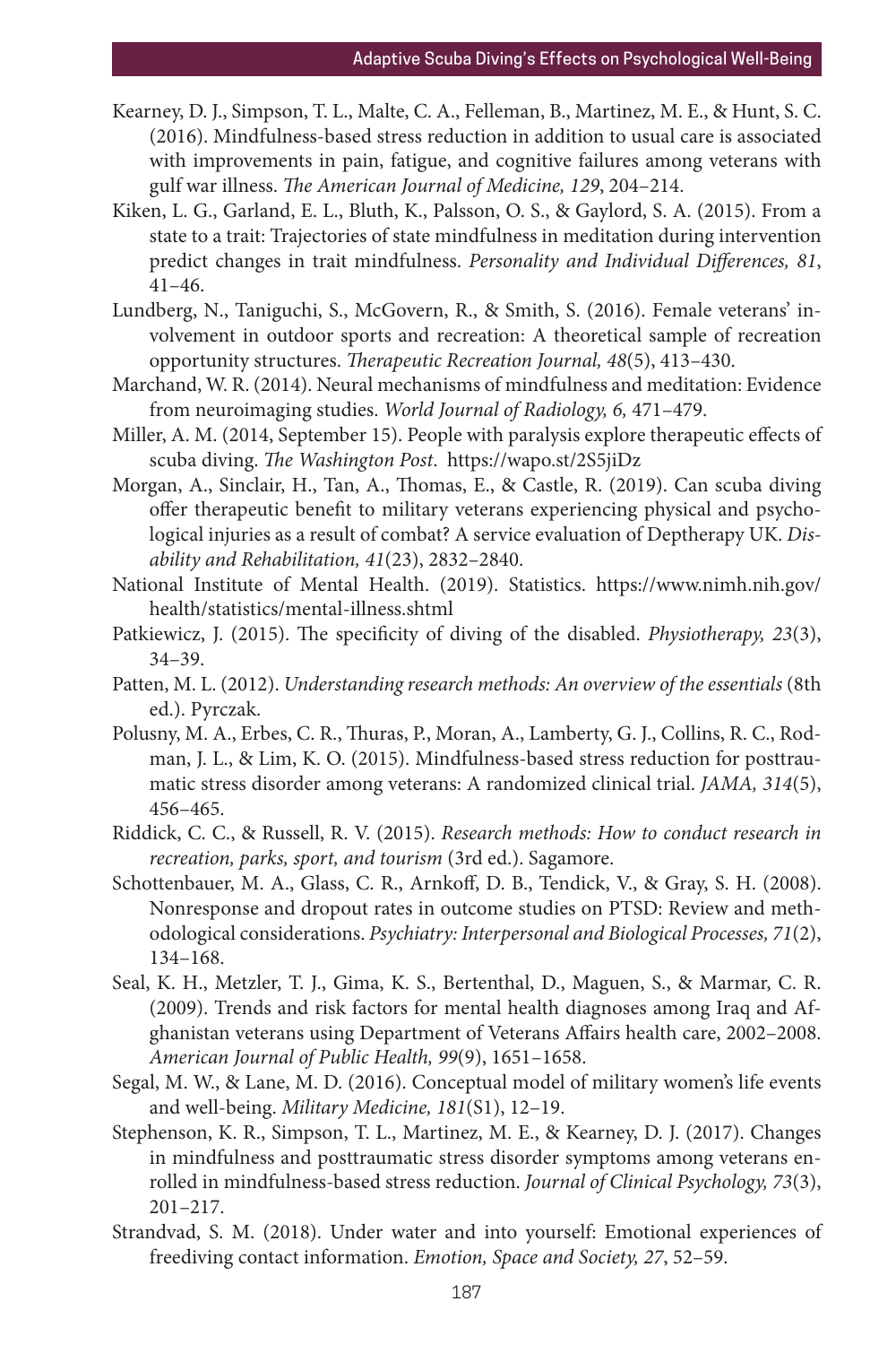Kearney, D. J., Simpson, T. L., Malte, C. A., Felleman, B., Martinez, M. E., & Hunt, S. C. (2016). Mindfulness-based stress reduction in addition to usual care is associated with improvements in pain, fatigue, and cognitive failures among veterans with gulf war illness. *The American Journal of Medicine, 129*, 204–214.

Kiken, L. G., Garland, E. L., Bluth, K., Palsson, O. S., & Gaylord, S. A. (2015). From a state to a trait: Trajectories of state mindfulness in meditation during intervention predict changes in trait mindfulness. *Personality and Individual Differences, 81*, 41–46.

Lundberg, N., Taniguchi, S., McGovern, R., & Smith, S. (2016). Female veterans' involvement in outdoor sports and recreation: A theoretical sample of recreation opportunity structures. *Therapeutic Recreation Journal, 48*(5), 413–430.

Marchand, W. R. (2014). Neural mechanisms of mindfulness and meditation: Evidence from neuroimaging studies. *World Journal of Radiology, 6,* 471–479.

Miller, A. M. (2014, September 15). People with paralysis explore therapeutic effects of scuba diving. *The Washington Post.* https://wapo.st/2S5jiDz

Morgan, A., Sinclair, H., Tan, A., Thomas, E., & Castle, R. (2019). Can scuba diving offer therapeutic benefit to military veterans experiencing physical and psychological injuries as a result of combat? A service evaluation of Deptherapy UK. *Disability and Rehabilitation, 41*(23), 2832–2840.

National Institute of Mental Health. (2019). Statistics. https://www.nimh.nih.gov/health/statistics/mental-illness.shtml

Patkiewicz, J. (2015). The specificity of diving of the disabled. *Physiotherapy, 23*(3), 34–39.

Patten, M. L. (2012). *Understanding research methods: An overview of the essentials* (8th ed.). Pyrczak.

Polusny, M. A., Erbes, C. R., Thuras, P., Moran, A., Lamberty, G. J., Collins, R. C., Rodman, J. L., & Lim, K. O. (2015). Mindfulness-based stress reduction for posttraumatic stress disorder among veterans: A randomized clinical trial. *JAMA, 314*(5), 456–465.

Riddick, C. C., & Russell, R. V. (2015). *Research methods: How to conduct research in recreation, parks, sport, and tourism* (3rd ed.). Sagamore.

Schottenbauer, M. A., Glass, C. R., Arnkoff, D. B., Tendick, V., & Gray, S. H. (2008). Nonresponse and dropout rates in outcome studies on PTSD: Review and methodological considerations. *Psychiatry: Interpersonal and Biological Processes, 71*(2), 134–168.

Seal, K. H., Metzler, T. J., Gima, K. S., Bertenthal, D., Maguen, S., & Marmar, C. R. (2009). Trends and risk factors for mental health diagnoses among Iraq and Afghanistan veterans using Department of Veterans Affairs health care, 2002–2008. *American Journal of Public Health, 99*(9), 1651–1658.

Segal, M. W., & Lane, M. D. (2016). Conceptual model of military women's life events and well-being. *Military Medicine, 181*(S1), 12–19.

Stephenson, K. R., Simpson, T. L., Martinez, M. E., & Kearney, D. J. (2017). Changes in mindfulness and posttraumatic stress disorder symptoms among veterans enrolled in mindfulness-based stress reduction. *Journal of Clinical Psychology, 73*(3), 201–217.

Strandvad, S. M. (2018). Under water and into yourself: Emotional experiences of freediving contact information. *Emotion, Space and Society, 27*, 52–59.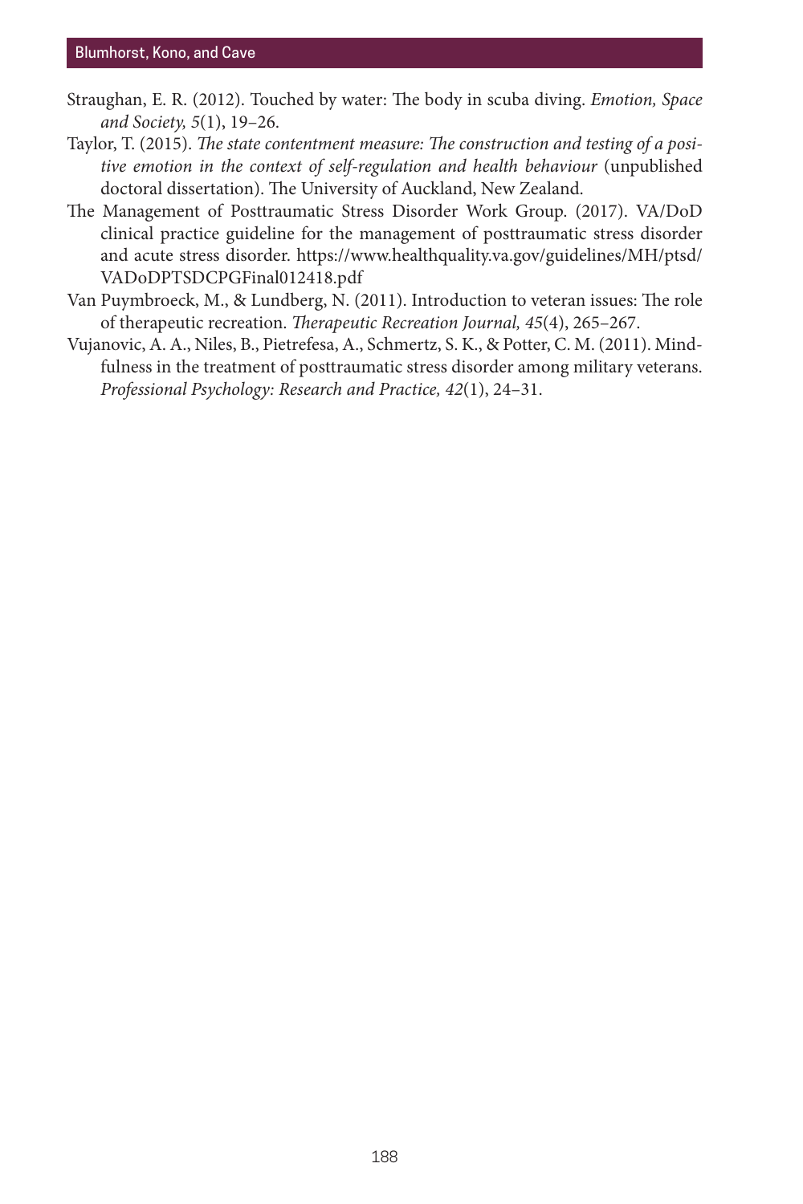Straughan, E. R. (2012). Touched by water: The body in scuba diving. *Emotion, Space and Society, 5*(1), 19–26.

Taylor, T. (2015). *The state contentment measure: The construction and testing of a positive emotion in the context of self-regulation and health behaviour* (unpublished doctoral dissertation). The University of Auckland, New Zealand.

The Management of Posttraumatic Stress Disorder Work Group. (2017). VA/DoD clinical practice guideline for the management of posttraumatic stress disorder and acute stress disorder. https://www.healthquality.va.gov/guidelines/MH/ptsd/VADoDPTSDCPGFinal012418.pdf

Van Puymbroeck, M., & Lundberg, N. (2011). Introduction to veteran issues: The role of therapeutic recreation. *Therapeutic Recreation Journal, 45*(4), 265–267.

Vujanovic, A. A., Niles, B., Pietrefesa, A., Schmertz, S. K., & Potter, C. M. (2011). Mindfulness in the treatment of posttraumatic stress disorder among military veterans. *Professional Psychology: Research and Practice, 42*(1), 24–31.